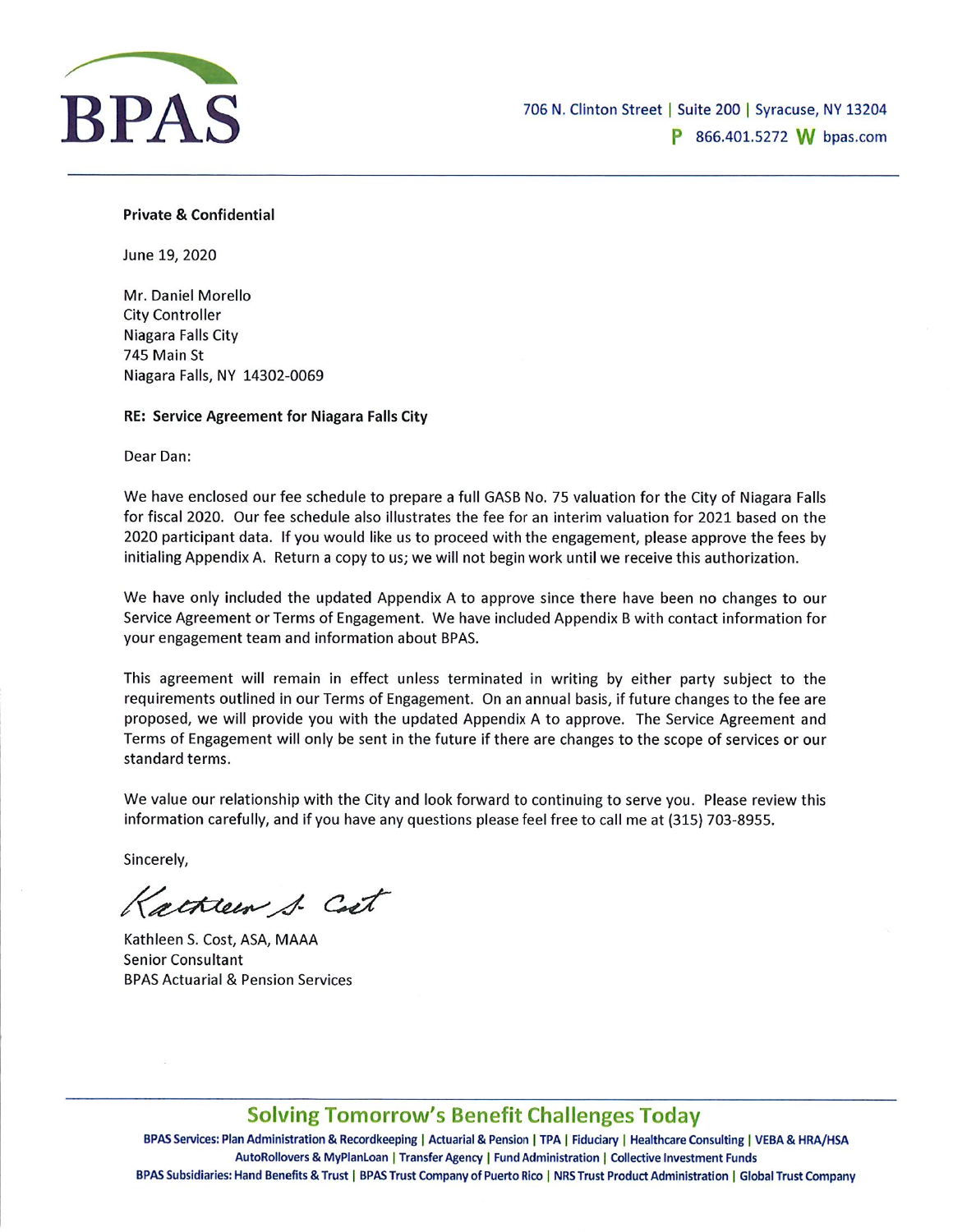**BPAS**

706 N. Clinton Street | Suite 200 | Syracuse, NY 13204
P 866.401.5272 W bpas.com

**Private & Confidential**

June 19, 2020

Mr. Daniel Morello
City Controller
Niagara Falls City
745 Main St
Niagara Falls, NY 14302-0069

**RE: Service Agreement for Niagara Falls City**

Dear Dan:

We have enclosed our fee schedule to prepare a full GASB No. 75 valuation for the City of Niagara Falls for fiscal 2020. Our fee schedule also illustrates the fee for an interim valuation for 2021 based on the 2020 participant data. If you would like us to proceed with the engagement, please approve the fees by initialing Appendix A. Return a copy to us; we will not begin work until we receive this authorization.

We have only included the updated Appendix A to approve since there have been no changes to our Service Agreement or Terms of Engagement. We have included Appendix B with contact information for your engagement team and information about BPAS.

This agreement will remain in effect unless terminated in writing by either party subject to the requirements outlined in our Terms of Engagement. On an annual basis, if future changes to the fee are proposed, we will provide you with the updated Appendix A to approve. The Service Agreement and Terms of Engagement will only be sent in the future if there are changes to the scope of services or our standard terms.

We value our relationship with the City and look forward to continuing to serve you. Please review this information carefully, and if you have any questions please feel free to call me at (315) 703-8955.

Sincerely,

*Kathleen S. Cost*

Kathleen S. Cost, ASA, MAAA
Senior Consultant
BPAS Actuarial & Pension Services

**Solving Tomorrow's Benefit Challenges Today**

BPAS Services: Plan Administration & Recordkeeping | Actuarial & Pension | TPA | Fiduciary | Healthcare Consulting | VEBA & HRA/HSA
AutoRollovers & MyPlanLoan | Transfer Agency | Fund Administration | Collective Investment Funds
BPAS Subsidiaries: Hand Benefits & Trust | BPAS Trust Company of Puerto Rico | NRS Trust Product Administration | Global Trust Company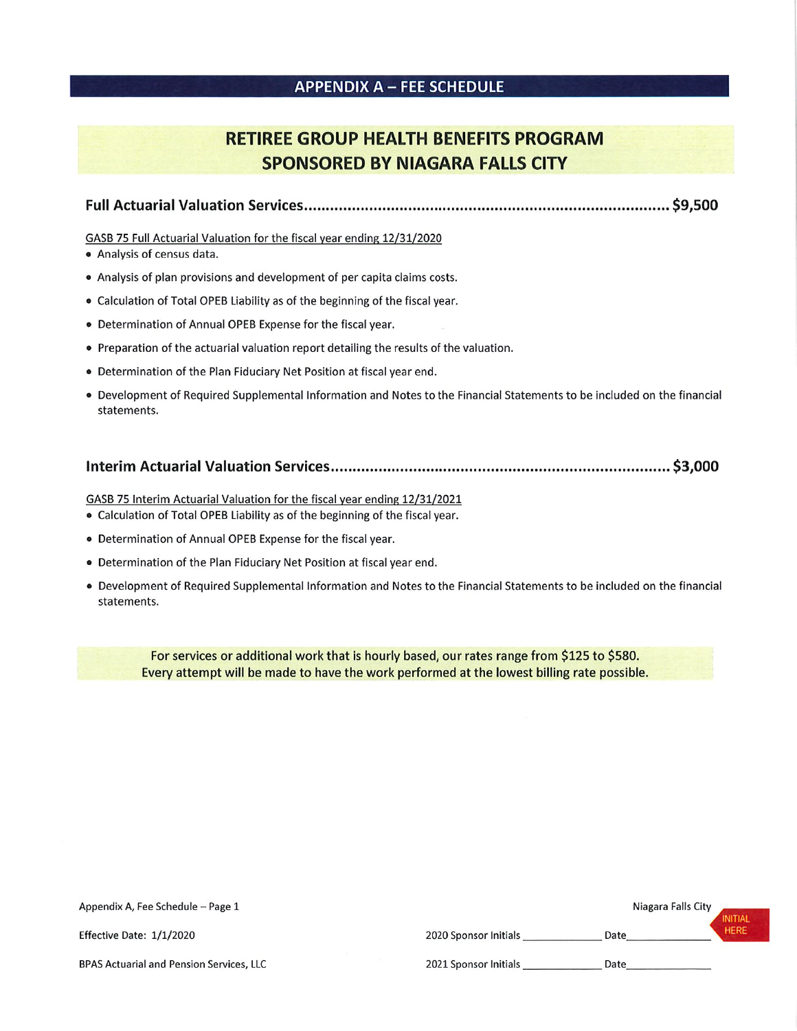## APPENDIX A – FEE SCHEDULE

# RETIREE GROUP HEALTH BENEFITS PROGRAM SPONSORED BY NIAGARA FALLS CITY

**Full Actuarial Valuation Services.......................................................................................... $9,500**

GASB 75 Full Actuarial Valuation for the fiscal year ending 12/31/2020

- Analysis of census data.
- Analysis of plan provisions and development of per capita claims costs.
- Calculation of Total OPEB Liability as of the beginning of the fiscal year.
- Determination of Annual OPEB Expense for the fiscal year.
- Preparation of the actuarial valuation report detailing the results of the valuation.
- Determination of the Plan Fiduciary Net Position at fiscal year end.
- Development of Required Supplemental Information and Notes to the Financial Statements to be included on the financial statements.

**Interim Actuarial Valuation Services.................................................................................... $3,000**

GASB 75 Interim Actuarial Valuation for the fiscal year ending 12/31/2021

- Calculation of Total OPEB Liability as of the beginning of the fiscal year.
- Determination of Annual OPEB Expense for the fiscal year.
- Determination of the Plan Fiduciary Net Position at fiscal year end.
- Development of Required Supplemental Information and Notes to the Financial Statements to be included on the financial statements.

**For services or additional work that is hourly based, our rates range from $125 to $580. Every attempt will be made to have the work performed at the lowest billing rate possible.**

Appendix A, Fee Schedule – Page 1

Effective Date: 1/1/2020

BPAS Actuarial and Pension Services, LLC

Niagara Falls City

2020 Sponsor Initials ______________ Date______________ INITIAL HERE

2021 Sponsor Initials ______________ Date______________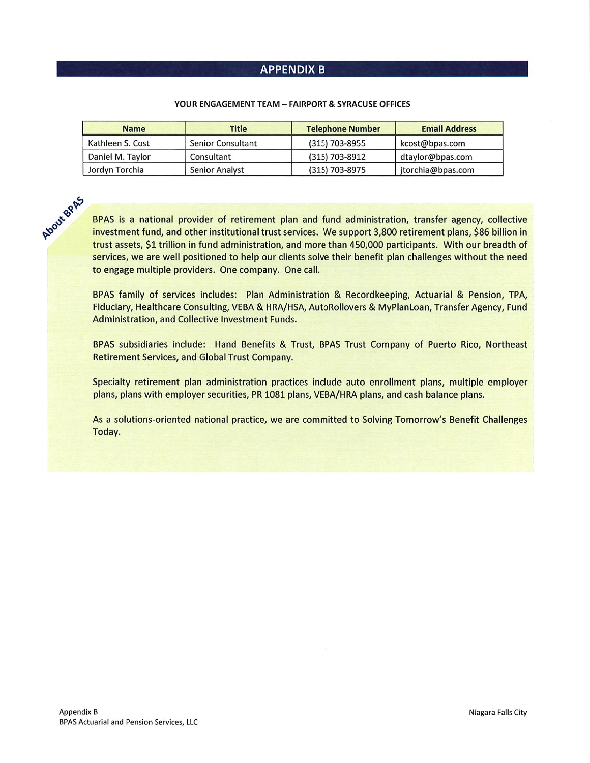# APPENDIX B

**YOUR ENGAGEMENT TEAM – FAIRPORT & SYRACUSE OFFICES**

| Name | Title | Telephone Number | Email Address |
| --- | --- | --- | --- |
| Kathleen S. Cost | Senior Consultant | (315) 703-8955 | kcost@bpas.com |
| Daniel M. Taylor | Consultant | (315) 703-8912 | dtaylor@bpas.com |
| Jordyn Torchia | Senior Analyst | (315) 703-8975 | jtorchia@bpas.com |

## About BPAS

BPAS is a national provider of retirement plan and fund administration, transfer agency, collective investment fund, and other institutional trust services. We support 3,800 retirement plans, $86 billion in trust assets, $1 trillion in fund administration, and more than 450,000 participants. With our breadth of services, we are well positioned to help our clients solve their benefit plan challenges without the need to engage multiple providers. One company. One call.

BPAS family of services includes: Plan Administration & Recordkeeping, Actuarial & Pension, TPA, Fiduciary, Healthcare Consulting, VEBA & HRA/HSA, AutoRollovers & MyPlanLoan, Transfer Agency, Fund Administration, and Collective Investment Funds.

BPAS subsidiaries include: Hand Benefits & Trust, BPAS Trust Company of Puerto Rico, Northeast Retirement Services, and Global Trust Company.

Specialty retirement plan administration practices include auto enrollment plans, multiple employer plans, plans with employer securities, PR 1081 plans, VEBA/HRA plans, and cash balance plans.

As a solutions-oriented national practice, we are committed to Solving Tomorrow's Benefit Challenges Today.

Appendix B
BPAS Actuarial and Pension Services, LLC

Niagara Falls City